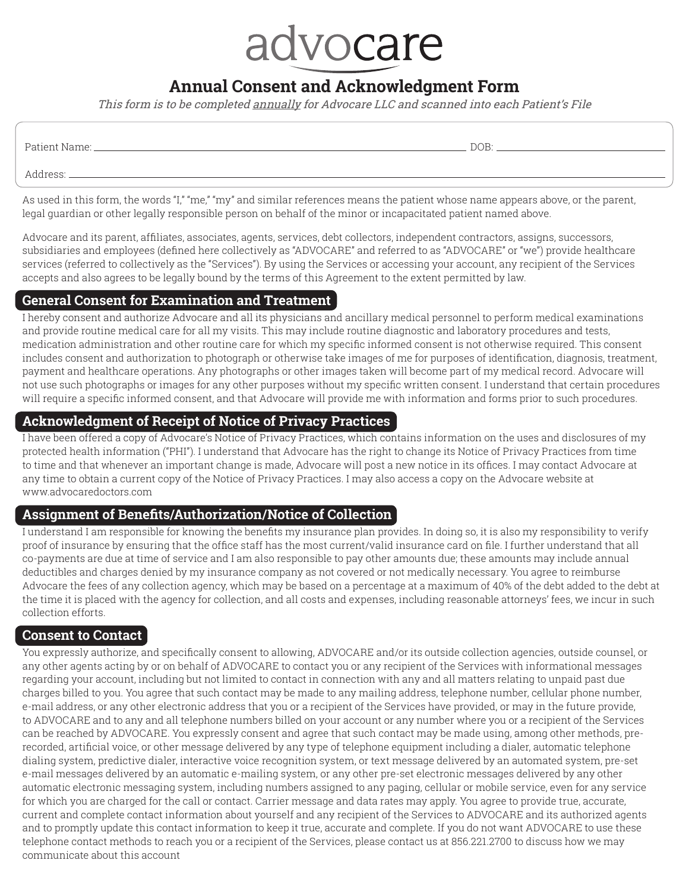# advocare

## Annual Consent and Acknowledgment Form

*This form is to be completed annually for Advocare LLC and scanned into each Patient's File*

Patient Name: ______________________________ DOB: ______________

Address: ______________________________________________

As used in this form, the words "I," "me," "my" and similar references means the patient whose name appears above, or the parent, legal guardian or other legally responsible person on behalf of the minor or incapacitated patient named above.

Advocare and its parent, affiliates, associates, agents, services, debt collectors, independent contractors, assigns, successors, subsidiaries and employees (defined here collectively as "ADVOCARE" and referred to as "ADVOCARE" or "we") provide healthcare services (referred to collectively as the "Services"). By using the Services or accessing your account, any recipient of the Services accepts and also agrees to be legally bound by the terms of this Agreement to the extent permitted by law.

### General Consent for Examination and Treatment

I hereby consent and authorize Advocare and all its physicians and ancillary medical personnel to perform medical examinations and provide routine medical care for all my visits. This may include routine diagnostic and laboratory procedures and tests, medication administration and other routine care for which my specific informed consent is not otherwise required. This consent includes consent and authorization to photograph or otherwise take images of me for purposes of identification, diagnosis, treatment, payment and healthcare operations. Any photographs or other images taken will become part of my medical record. Advocare will not use such photographs or images for any other purposes without my specific written consent. I understand that certain procedures will require a specific informed consent, and that Advocare will provide me with information and forms prior to such procedures.

### Acknowledgment of Receipt of Notice of Privacy Practices

I have been offered a copy of Advocare's Notice of Privacy Practices, which contains information on the uses and disclosures of my protected health information ("PHI"). I understand that Advocare has the right to change its Notice of Privacy Practices from time to time and that whenever an important change is made, Advocare will post a new notice in its offices. I may contact Advocare at any time to obtain a current copy of the Notice of Privacy Practices. I may also access a copy on the Advocare website at www.advocaredoctors.com

### Assignment of Benefits/Authorization/Notice of Collection

I understand I am responsible for knowing the benefits my insurance plan provides. In doing so, it is also my responsibility to verify proof of insurance by ensuring that the office staff has the most current/valid insurance card on file. I further understand that all co-payments are due at time of service and I am also responsible to pay other amounts due; these amounts may include annual deductibles and charges denied by my insurance company as not covered or not medically necessary. You agree to reimburse Advocare the fees of any collection agency, which may be based on a percentage at a maximum of 40% of the debt added to the debt at the time it is placed with the agency for collection, and all costs and expenses, including reasonable attorneys' fees, we incur in such collection efforts.

### Consent to Contact

You expressly authorize, and specifically consent to allowing, ADVOCARE and/or its outside collection agencies, outside counsel, or any other agents acting by or on behalf of ADVOCARE to contact you or any recipient of the Services with informational messages regarding your account, including but not limited to contact in connection with any and all matters relating to unpaid past due charges billed to you. You agree that such contact may be made to any mailing address, telephone number, cellular phone number, e-mail address, or any other electronic address that you or a recipient of the Services have provided, or may in the future provide, to ADVOCARE and to any and all telephone numbers billed on your account or any number where you or a recipient of the Services can be reached by ADVOCARE. You expressly consent and agree that such contact may be made using, among other methods, pre-recorded, artificial voice, or other message delivered by any type of telephone equipment including a dialer, automatic telephone dialing system, predictive dialer, interactive voice recognition system, or text message delivered by an automated system, pre-set e-mail messages delivered by an automatic e-mailing system, or any other pre-set electronic messages delivered by any other automatic electronic messaging system, including numbers assigned to any paging, cellular or mobile service, even for any service for which you are charged for the call or contact. Carrier message and data rates may apply. You agree to provide true, accurate, current and complete contact information about yourself and any recipient of the Services to ADVOCARE and its authorized agents and to promptly update this contact information to keep it true, accurate and complete. If you do not want ADVOCARE to use these telephone contact methods to reach you or a recipient of the Services, please contact us at 856.221.2700 to discuss how we may communicate about this account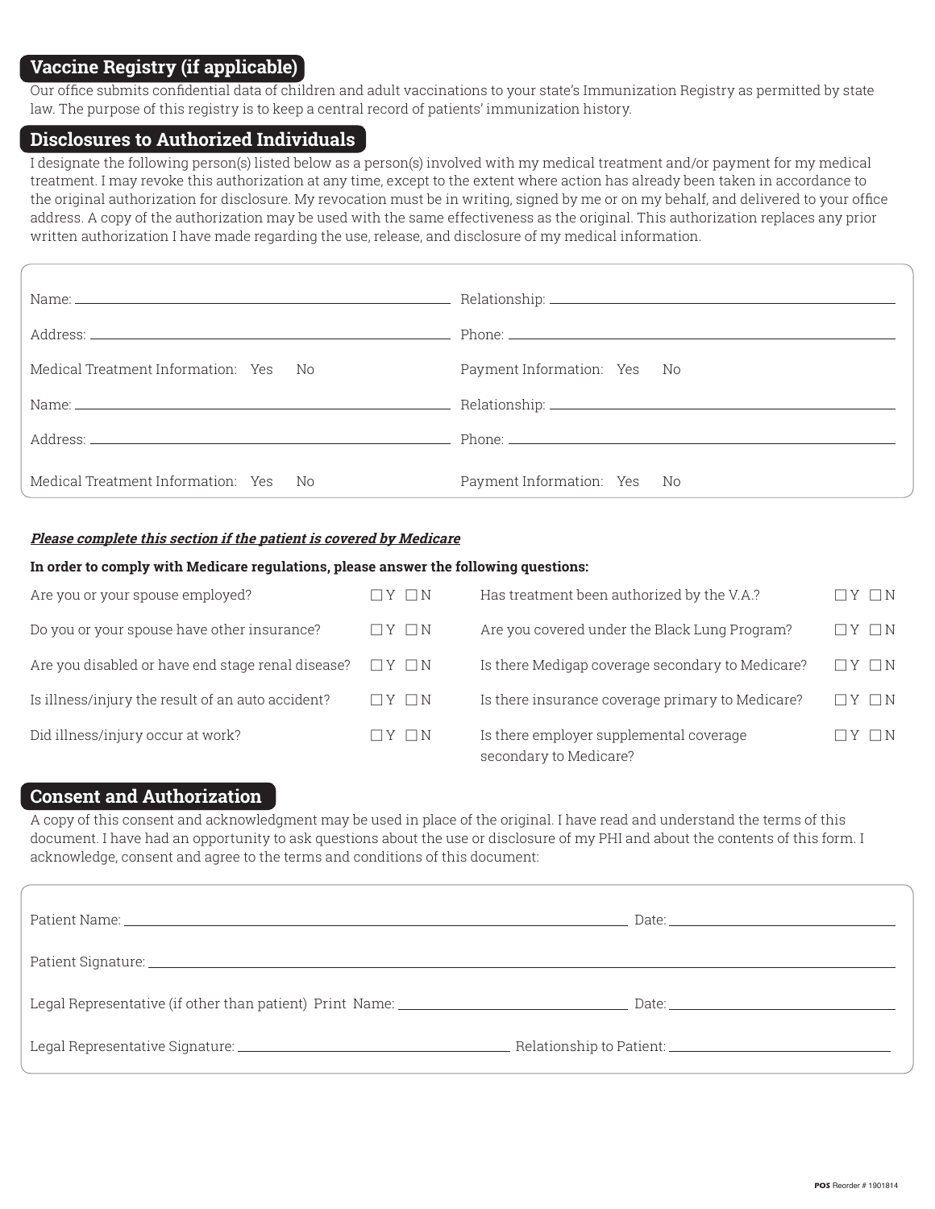## Vaccine Registry (if applicable)

Our office submits confidential data of children and adult vaccinations to your state's Immunization Registry as permitted by state law. The purpose of this registry is to keep a central record of patients' immunization history.

## Disclosures to Authorized Individuals

I designate the following person(s) listed below as a person(s) involved with my medical treatment and/or payment for my medical treatment. I may revoke this authorization at any time, except to the extent where action has already been taken in accordance to the original authorization for disclosure. My revocation must be in writing, signed by me or on my behalf, and delivered to your office address. A copy of the authorization may be used with the same effectiveness as the original. This authorization replaces any prior written authorization I have made regarding the use, release, and disclosure of my medical information.

Name: ______________________ Relationship: ______________________

Address: ______________________ Phone: ______________________

Medical Treatment Information: Yes No Payment Information: Yes No

Name: ______________________ Relationship: ______________________

Address: ______________________ Phone: ______________________

Medical Treatment Information: Yes No Payment Information: Yes No

***Please complete this section if the patient is covered by Medicare***

**In order to comply with Medicare regulations, please answer the following questions:**

| | | | |
|---|---|---|---|
| Are you or your spouse employed? | ☐ Y ☐ N | Has treatment been authorized by the V.A.? | ☐ Y ☐ N |
| Do you or your spouse have other insurance? | ☐ Y ☐ N | Are you covered under the Black Lung Program? | ☐ Y ☐ N |
| Are you disabled or have end stage renal disease? | ☐ Y ☐ N | Is there Medigap coverage secondary to Medicare? | ☐ Y ☐ N |
| Is illness/injury the result of an auto accident? | ☐ Y ☐ N | Is there insurance coverage primary to Medicare? | ☐ Y ☐ N |
| Did illness/injury occur at work? | ☐ Y ☐ N | Is there employer supplemental coverage secondary to Medicare? | ☐ Y ☐ N |

## Consent and Authorization

A copy of this consent and acknowledgment may be used in place of the original. I have read and understand the terms of this document. I have had an opportunity to ask questions about the use or disclosure of my PHI and about the contents of this form. I acknowledge, consent and agree to the terms and conditions of this document:

Patient Name: ______________________ Date: ______________________

Patient Signature: ______________________

Legal Representative (if other than patient) Print Name: ______________________ Date: ______________________

Legal Representative Signature: ______________________ Relationship to Patient: ______________________

**POS** Reorder # 1901814